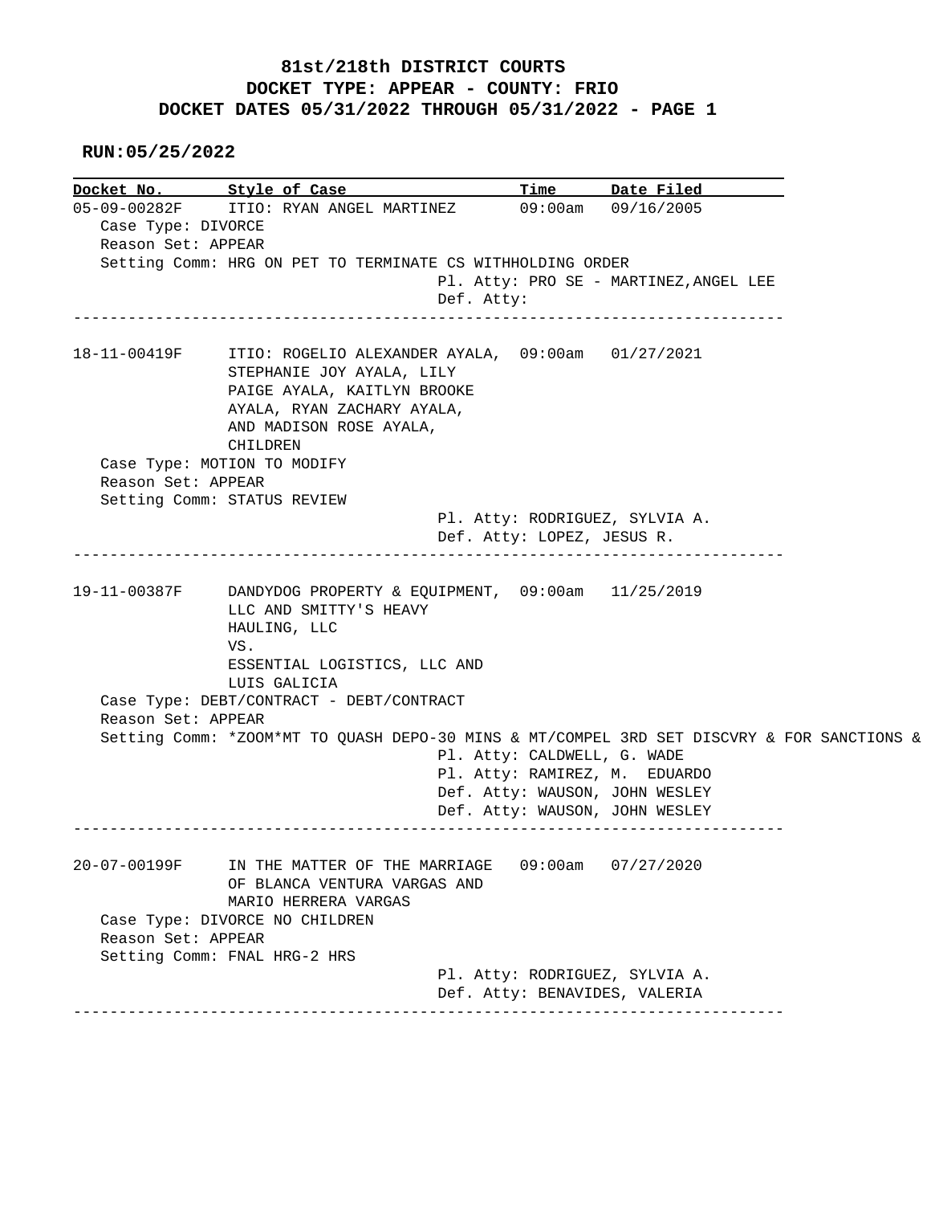**81st/218th DISTRICT COURTS**
**DOCKET TYPE: APPEAR - COUNTY: FRIO**
**DOCKET DATES 05/31/2022 THROUGH 05/31/2022 - PAGE 1**

**RUN:05/25/2022**

| Docket No. | Style of Case | Time | Date Filed |
|---|---|---|---|

---

**05-09-00282F** — ITIO: RYAN ANGEL MARTINEZ — 09:00am — 09/16/2005

Case Type: DIVORCE
Reason Set: APPEAR
Setting Comm: HRG ON PET TO TERMINATE CS WITHHOLDING ORDER
Pl. Atty: PRO SE - MARTINEZ,ANGEL LEE
Def. Atty:

---

**18-11-00419F** — ITIO: ROGELIO ALEXANDER AYALA, STEPHANIE JOY AYALA, LILY PAIGE AYALA, KAITLYN BROOKE AYALA, RYAN ZACHARY AYALA, AND MADISON ROSE AYALA, CHILDREN — 09:00am — 01/27/2021

Case Type: MOTION TO MODIFY
Reason Set: APPEAR
Setting Comm: STATUS REVIEW
Pl. Atty: RODRIGUEZ, SYLVIA A.
Def. Atty: LOPEZ, JESUS R.

---

**19-11-00387F** — DANDYDOG PROPERTY & EQUIPMENT, LLC AND SMITTY'S HEAVY HAULING, LLC VS. ESSENTIAL LOGISTICS, LLC AND LUIS GALICIA — 09:00am — 11/25/2019

Case Type: DEBT/CONTRACT - DEBT/CONTRACT
Reason Set: APPEAR
Setting Comm: *ZOOM*MT TO QUASH DEPO-30 MINS & MT/COMPEL 3RD SET DISCVRY & FOR SANCTIONS &
Pl. Atty: CALDWELL, G. WADE
Pl. Atty: RAMIREZ, M. EDUARDO
Def. Atty: WAUSON, JOHN WESLEY
Def. Atty: WAUSON, JOHN WESLEY

---

**20-07-00199F** — IN THE MATTER OF THE MARRIAGE OF BLANCA VENTURA VARGAS AND MARIO HERRERA VARGAS — 09:00am — 07/27/2020

Case Type: DIVORCE NO CHILDREN
Reason Set: APPEAR
Setting Comm: FNAL HRG-2 HRS
Pl. Atty: RODRIGUEZ, SYLVIA A.
Def. Atty: BENAVIDES, VALERIA

---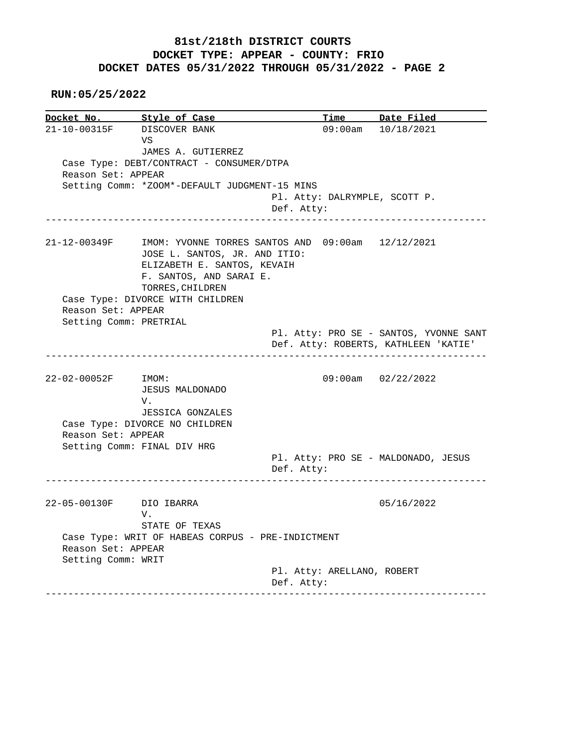# 81st/218th DISTRICT COURTS
# DOCKET TYPE: APPEAR - COUNTY: FRIO
# DOCKET DATES 05/31/2022 THROUGH 05/31/2022 - PAGE 2

**RUN:05/25/2022**

| Docket No. | Style of Case | Time | Date Filed |
|---|---|---|---|
| 21-10-00315F | DISCOVER BANK VS JAMES A. GUTIERREZ | 09:00am | 10/18/2021 |

Case Type: DEBT/CONTRACT - CONSUMER/DTPA
Reason Set: APPEAR
Setting Comm: *ZOOM*-DEFAULT JUDGMENT-15 MINS
Pl. Atty: DALRYMPLE, SCOTT P.
Def. Atty:

---

| Docket No. | Style of Case | Time | Date Filed |
|---|---|---|---|
| 21-12-00349F | IMOM: YVONNE TORRES SANTOS AND JOSE L. SANTOS, JR. AND ITIO: ELIZABETH E. SANTOS, KEVAIH F. SANTOS, AND SARAI E. TORRES,CHILDREN | 09:00am | 12/12/2021 |

Case Type: DIVORCE WITH CHILDREN
Reason Set: APPEAR
Setting Comm: PRETRIAL
Pl. Atty: PRO SE - SANTOS, YVONNE SANT
Def. Atty: ROBERTS, KATHLEEN 'KATIE'

---

| Docket No. | Style of Case | Time | Date Filed |
|---|---|---|---|
| 22-02-00052F | IMOM: JESUS MALDONADO V. JESSICA GONZALES | 09:00am | 02/22/2022 |

Case Type: DIVORCE NO CHILDREN
Reason Set: APPEAR
Setting Comm: FINAL DIV HRG
Pl. Atty: PRO SE - MALDONADO, JESUS
Def. Atty:

---

| Docket No. | Style of Case | Time | Date Filed |
|---|---|---|---|
| 22-05-00130F | DIO IBARRA V. STATE OF TEXAS | | 05/16/2022 |

Case Type: WRIT OF HABEAS CORPUS - PRE-INDICTMENT
Reason Set: APPEAR
Setting Comm: WRIT
Pl. Atty: ARELLANO, ROBERT
Def. Atty:

---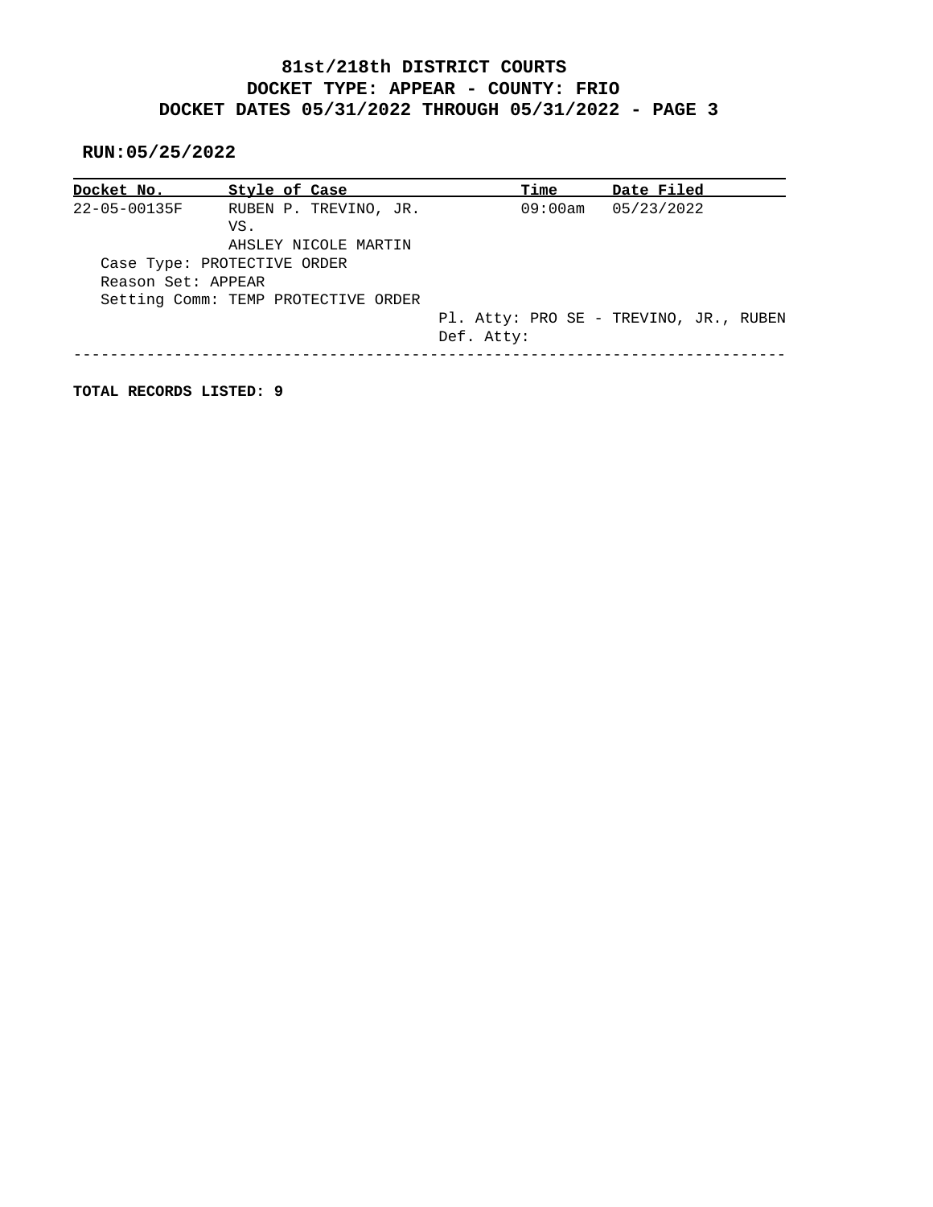# 81st/218th DISTRICT COURTS
# DOCKET TYPE: APPEAR - COUNTY: FRIO
# DOCKET DATES 05/31/2022 THROUGH 05/31/2022 - PAGE 3

**RUN:05/25/2022**

| Docket No. | Style of Case | Time | Date Filed |
|---|---|---|---|
| 22-05-00135F | RUBEN P. TREVINO, JR.<br>VS.<br>AHSLEY NICOLE MARTIN | 09:00am | 05/23/2022 |

Case Type: PROTECTIVE ORDER
Reason Set: APPEAR
Setting Comm: TEMP PROTECTIVE ORDER

Pl. Atty: PRO SE - TREVINO, JR., RUBEN
Def. Atty:

---

**TOTAL RECORDS LISTED: 9**